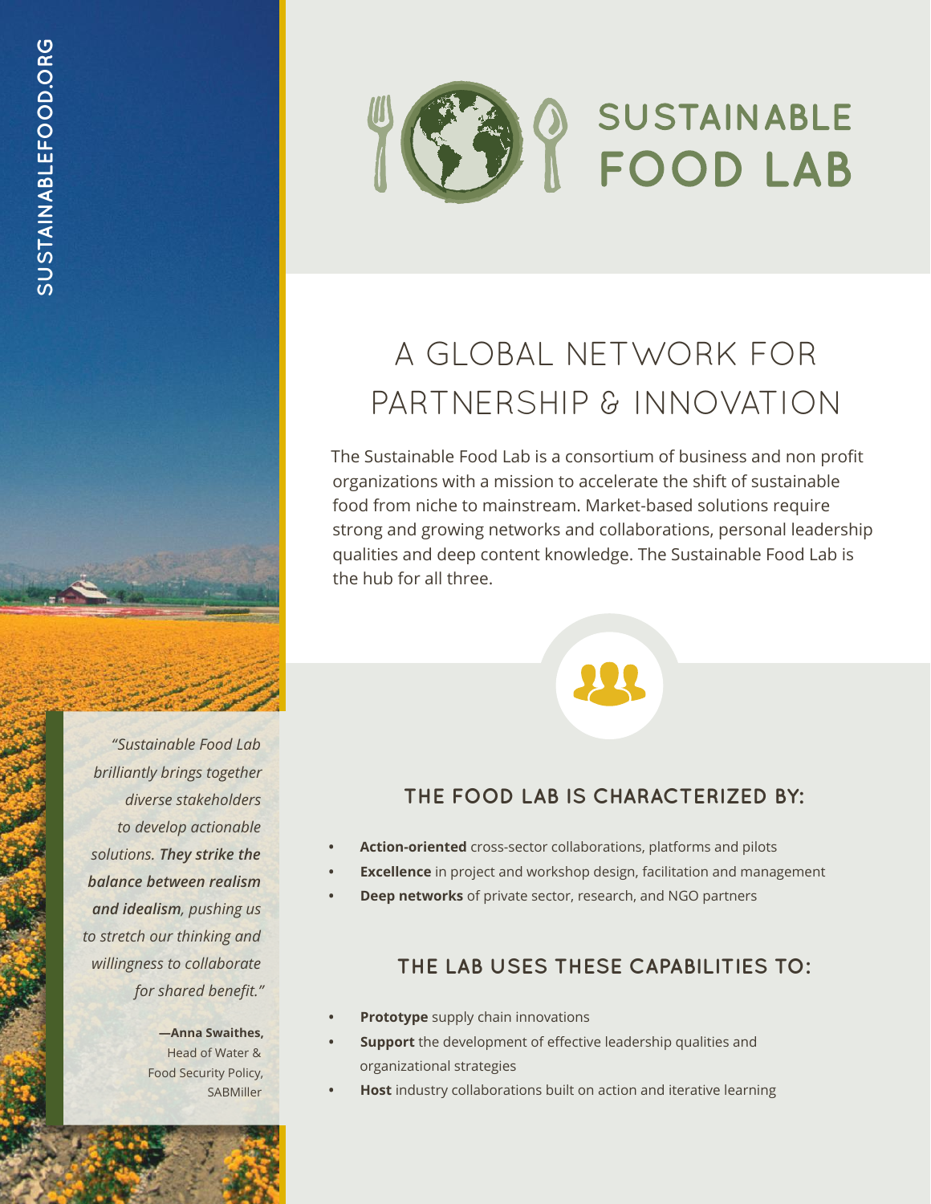SUSTAINABLEFOOD.ORG

# SUSTAINABLE FOOD LAB

## A GLOBAL NETWORK FOR PARTNERSHIP & INNOVATION

The Sustainable Food Lab is a consortium of business and non profit organizations with a mission to accelerate the shift of sustainable food from niche to mainstream. Market-based solutions require strong and growing networks and collaborations, personal leadership qualities and deep content knowledge. The Sustainable Food Lab is the hub for all three.

### THE FOOD LAB IS CHARACTERIZED BY:

- **Action-oriented** cross-sector collaborations, platforms and pilots
- **Excellence** in project and workshop design, facilitation and management
- **Deep networks** of private sector, research, and NGO partners

### THE LAB USES THESE CAPABILITIES TO:

- **Prototype** supply chain innovations
- **Support** the development of effective leadership qualities and organizational strategies
- **Host** industry collaborations built on action and iterative learning

*"Sustainable Food Lab brilliantly brings together diverse stakeholders to develop actionable solutions. **They strike the balance between realism and idealism**, pushing us to stretch our thinking and willingness to collaborate for shared benefit."*

**—Anna Swaithes,**
Head of Water & Food Security Policy, SABMiller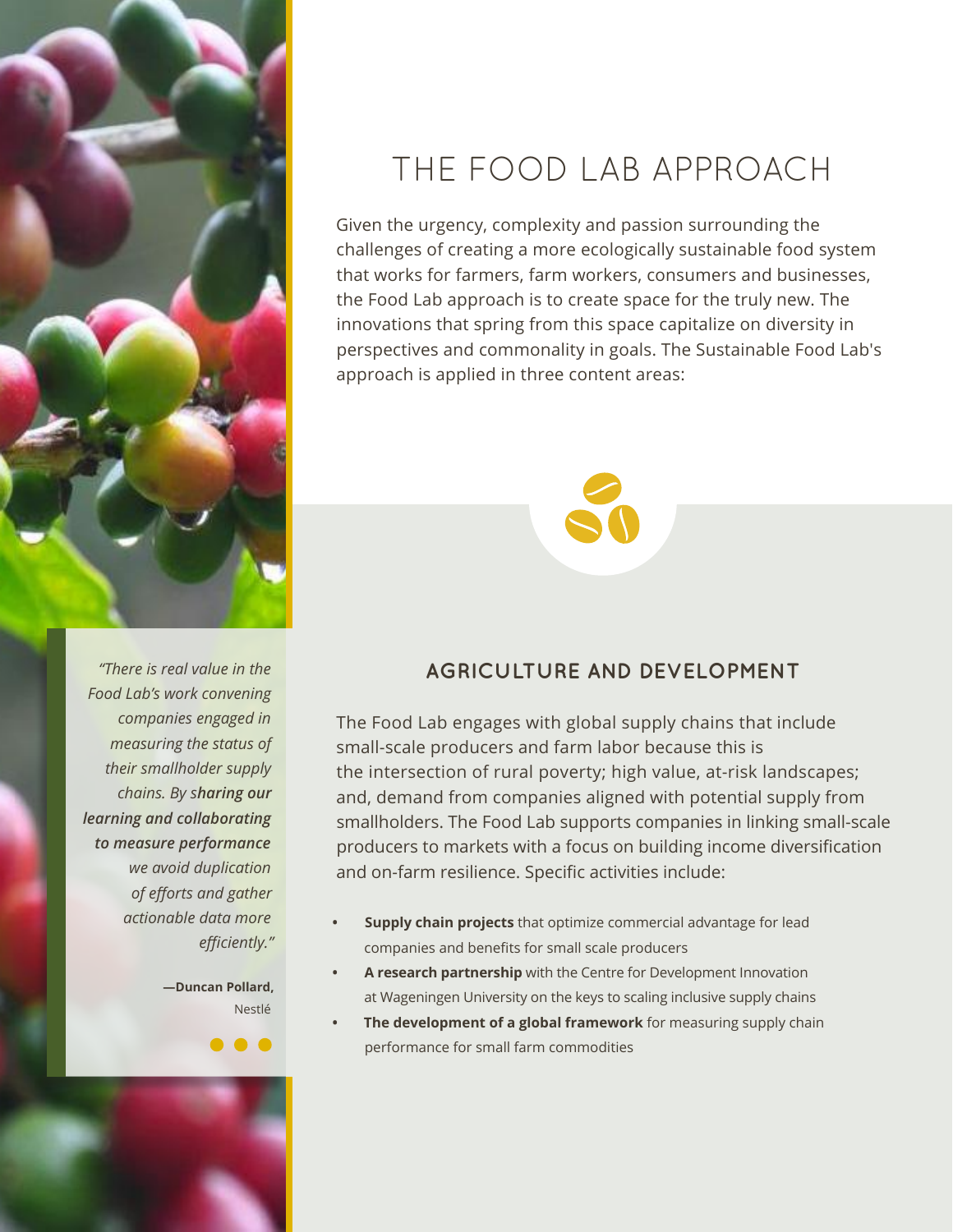# THE FOOD LAB APPROACH

Given the urgency, complexity and passion surrounding the challenges of creating a more ecologically sustainable food system that works for farmers, farm workers, consumers and businesses, the Food Lab approach is to create space for the truly new. The innovations that spring from this space capitalize on diversity in perspectives and commonality in goals. The Sustainable Food Lab's approach is applied in three content areas:

## AGRICULTURE AND DEVELOPMENT

The Food Lab engages with global supply chains that include small-scale producers and farm labor because this is the intersection of rural poverty; high value, at-risk landscapes; and, demand from companies aligned with potential supply from smallholders. The Food Lab supports companies in linking small-scale producers to markets with a focus on building income diversification and on-farm resilience. Specific activities include:

- **Supply chain projects** that optimize commercial advantage for lead companies and benefits for small scale producers
- **A research partnership** with the Centre for Development Innovation at Wageningen University on the keys to scaling inclusive supply chains
- **The development of a global framework** for measuring supply chain performance for small farm commodities

*"There is real value in the Food Lab's work convening companies engaged in measuring the status of their smallholder supply chains. By s**haring our learning and collaborating to measure performance** we avoid duplication of efforts and gather actionable data more efficiently."*

**—Duncan Pollard,** Nestlé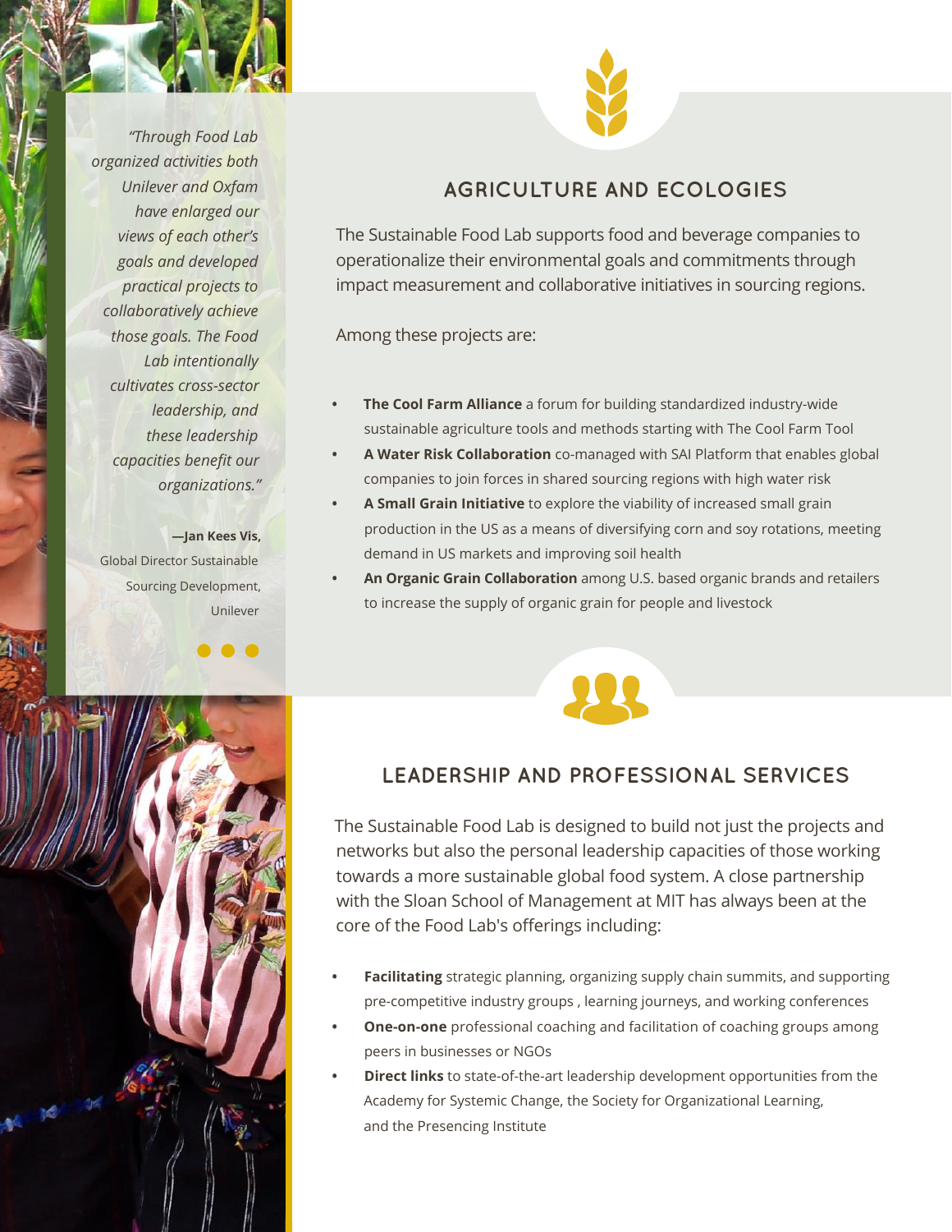*"Through Food Lab organized activities both Unilever and Oxfam have enlarged our views of each other's goals and developed practical projects to collaboratively achieve those goals. The Food Lab intentionally cultivates cross-sector leadership, and these leadership capacities benefit our organizations."*

**—Jan Kees Vis,**
Global Director Sustainable Sourcing Development, Unilever

## AGRICULTURE AND ECOLOGIES

The Sustainable Food Lab supports food and beverage companies to operationalize their environmental goals and commitments through impact measurement and collaborative initiatives in sourcing regions.

Among these projects are:

- **The Cool Farm Alliance** a forum for building standardized industry-wide sustainable agriculture tools and methods starting with The Cool Farm Tool
- **A Water Risk Collaboration** co-managed with SAI Platform that enables global companies to join forces in shared sourcing regions with high water risk
- **A Small Grain Initiative** to explore the viability of increased small grain production in the US as a means of diversifying corn and soy rotations, meeting demand in US markets and improving soil health
- **An Organic Grain Collaboration** among U.S. based organic brands and retailers to increase the supply of organic grain for people and livestock

## LEADERSHIP AND PROFESSIONAL SERVICES

The Sustainable Food Lab is designed to build not just the projects and networks but also the personal leadership capacities of those working towards a more sustainable global food system. A close partnership with the Sloan School of Management at MIT has always been at the core of the Food Lab's offerings including:

- **Facilitating** strategic planning, organizing supply chain summits, and supporting pre-competitive industry groups , learning journeys, and working conferences
- **One-on-one** professional coaching and facilitation of coaching groups among peers in businesses or NGOs
- **Direct links** to state-of-the-art leadership development opportunities from the Academy for Systemic Change, the Society for Organizational Learning, and the Presencing Institute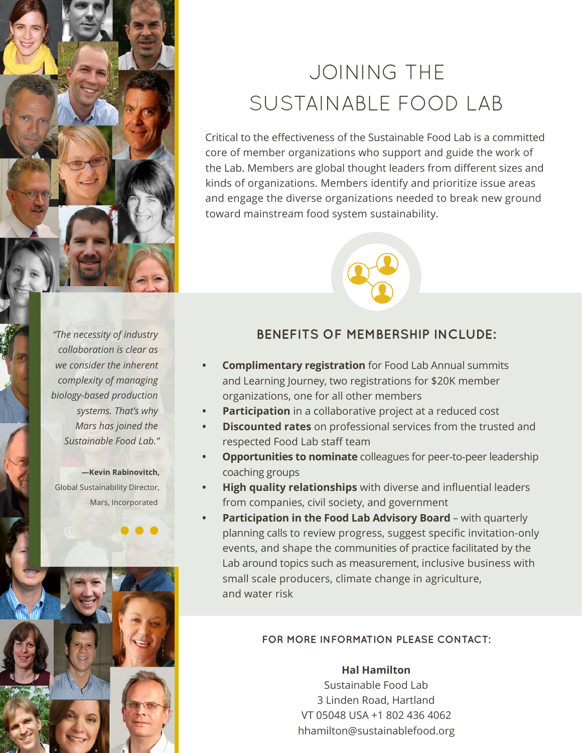# JOINING THE SUSTAINABLE FOOD LAB

Critical to the effectiveness of the Sustainable Food Lab is a committed core of member organizations who support and guide the work of the Lab. Members are global thought leaders from different sizes and kinds of organizations. Members identify and prioritize issue areas and engage the diverse organizations needed to break new ground toward mainstream food system sustainability.

*"The necessity of industry collaboration is clear as we consider the inherent complexity of managing biology-based production systems. That's why Mars has joined the Sustainable Food Lab."*

**—Kevin Rabinovitch,**
Global Sustainability Director,
Mars, Incorporated

## BENEFITS OF MEMBERSHIP INCLUDE:

- **Complimentary registration** for Food Lab Annual summits and Learning Journey, two registrations for $20K member organizations, one for all other members
- **Participation** in a collaborative project at a reduced cost
- **Discounted rates** on professional services from the trusted and respected Food Lab staff team
- **Opportunities to nominate** colleagues for peer-to-peer leadership coaching groups
- **High quality relationships** with diverse and influential leaders from companies, civil society, and government
- **Participation in the Food Lab Advisory Board** – with quarterly planning calls to review progress, suggest specific invitation-only events, and shape the communities of practice facilitated by the Lab around topics such as measurement, inclusive business with small scale producers, climate change in agriculture, and water risk

### FOR MORE INFORMATION PLEASE CONTACT:

**Hal Hamilton**
Sustainable Food Lab
3 Linden Road, Hartland
VT 05048 USA +1 802 436 4062
hhamilton@sustainablefood.org